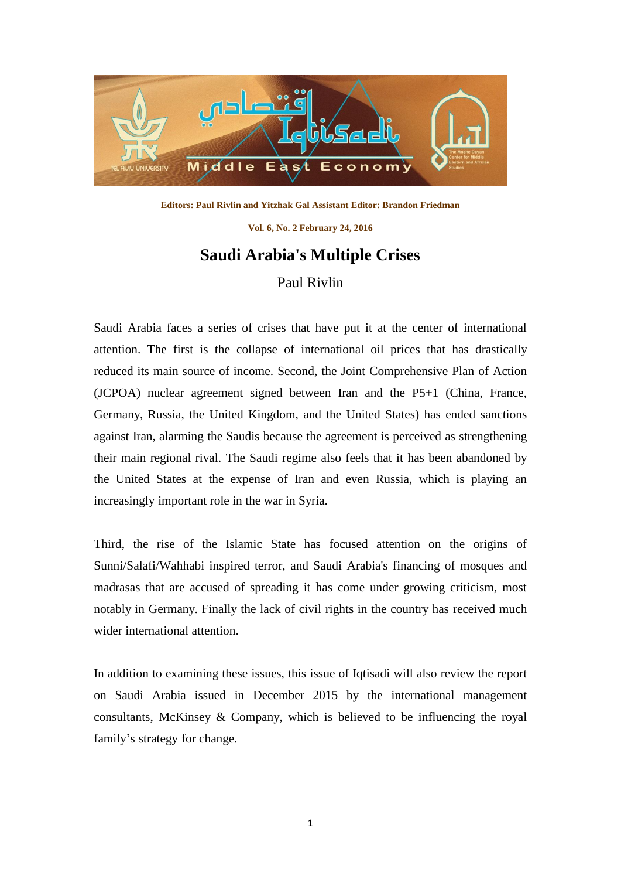**Editors: Paul Rivlin and Yitzhak Gal Assistant Editor: Brandon Friedman**

**Vol. 6, No. 2 February 24, 2016**

# Saudi Arabia's Multiple Crises

Paul Rivlin

Saudi Arabia faces a series of crises that have put it at the center of international attention. The first is the collapse of international oil prices that has drastically reduced its main source of income. Second, the Joint Comprehensive Plan of Action (JCPOA) nuclear agreement signed between Iran and the P5+1 (China, France, Germany, Russia, the United Kingdom, and the United States) has ended sanctions against Iran, alarming the Saudis because the agreement is perceived as strengthening their main regional rival. The Saudi regime also feels that it has been abandoned by the United States at the expense of Iran and even Russia, which is playing an increasingly important role in the war in Syria.

Third, the rise of the Islamic State has focused attention on the origins of Sunni/Salafi/Wahhabi inspired terror, and Saudi Arabia's financing of mosques and madrasas that are accused of spreading it has come under growing criticism, most notably in Germany. Finally the lack of civil rights in the country has received much wider international attention.

In addition to examining these issues, this issue of Iqtisadi will also review the report on Saudi Arabia issued in December 2015 by the international management consultants, McKinsey & Company, which is believed to be influencing the royal family's strategy for change.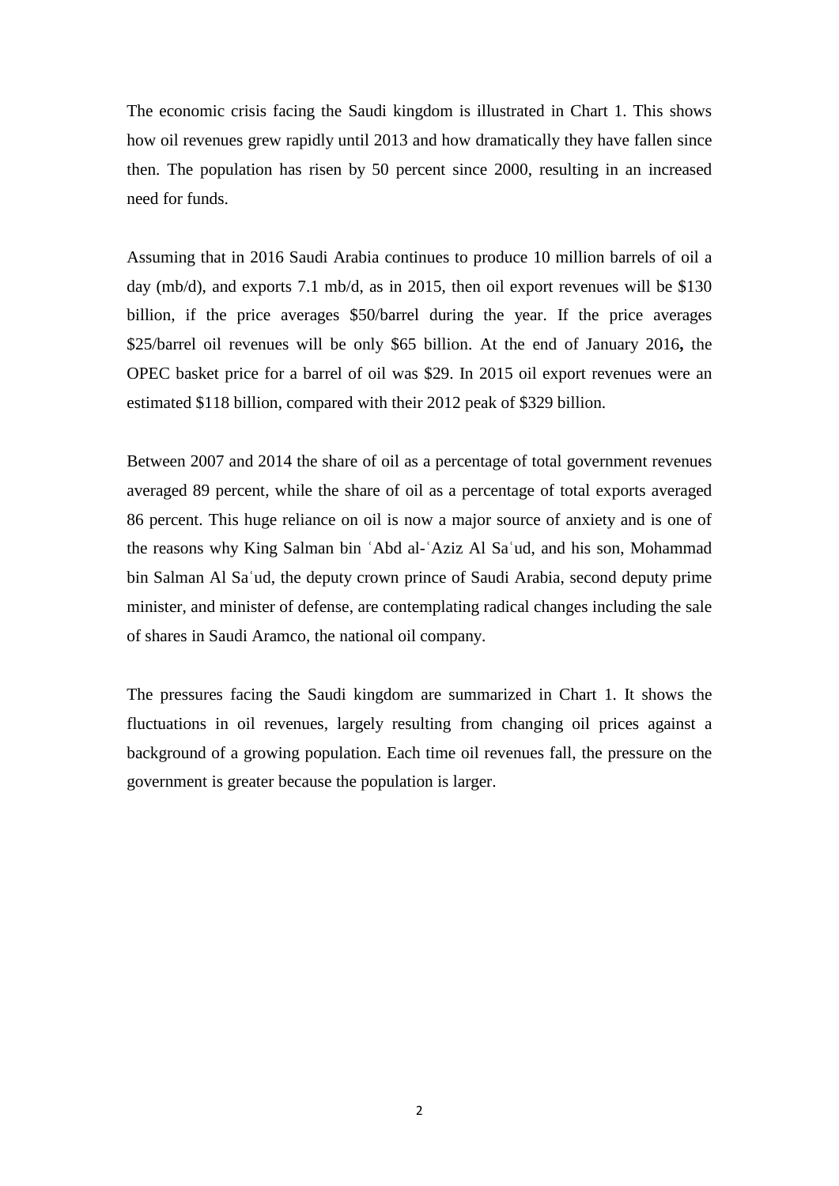The economic crisis facing the Saudi kingdom is illustrated in Chart 1. This shows how oil revenues grew rapidly until 2013 and how dramatically they have fallen since then. The population has risen by 50 percent since 2000, resulting in an increased need for funds.

Assuming that in 2016 Saudi Arabia continues to produce 10 million barrels of oil a day (mb/d), and exports 7.1 mb/d, as in 2015, then oil export revenues will be $130 billion, if the price averages $50/barrel during the year. If the price averages $25/barrel oil revenues will be only $65 billion. At the end of January 2016**,** the OPEC basket price for a barrel of oil was $29. In 2015 oil export revenues were an estimated $118 billion, compared with their 2012 peak of $329 billion.

Between 2007 and 2014 the share of oil as a percentage of total government revenues averaged 89 percent, while the share of oil as a percentage of total exports averaged 86 percent. This huge reliance on oil is now a major source of anxiety and is one of the reasons why King Salman bin ʿAbd al-ʿAziz Al Saʿud, and his son, Mohammad bin Salman Al Saʿud, the deputy crown prince of Saudi Arabia, second deputy prime minister, and minister of defense, are contemplating radical changes including the sale of shares in Saudi Aramco, the national oil company.

The pressures facing the Saudi kingdom are summarized in Chart 1. It shows the fluctuations in oil revenues, largely resulting from changing oil prices against a background of a growing population. Each time oil revenues fall, the pressure on the government is greater because the population is larger.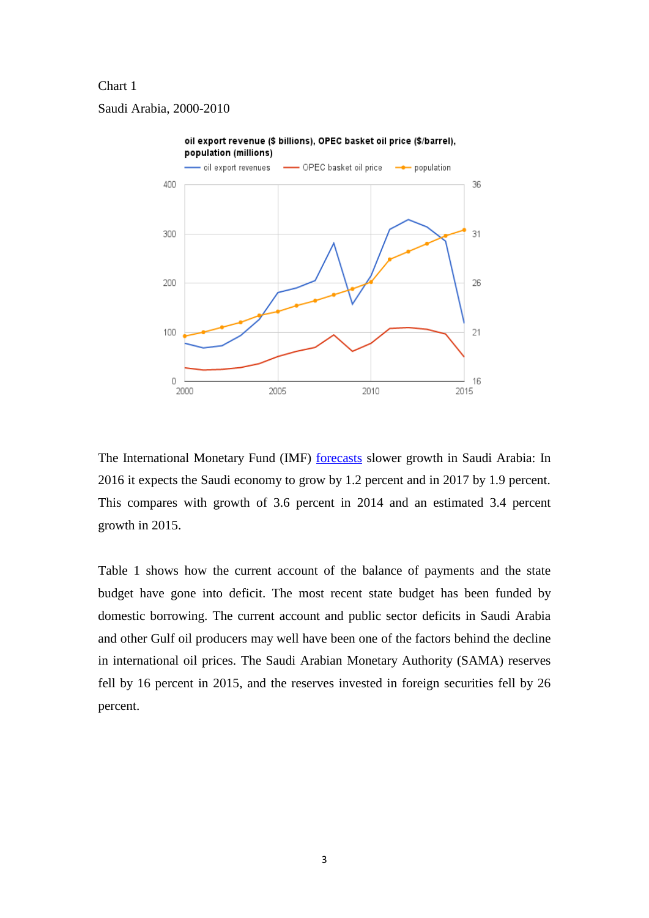Chart 1

Saudi Arabia, 2000-2010

The International Monetary Fund (IMF) [forecasts](#) slower growth in Saudi Arabia: In 2016 it expects the Saudi economy to grow by 1.2 percent and in 2017 by 1.9 percent. This compares with growth of 3.6 percent in 2014 and an estimated 3.4 percent growth in 2015.

Table 1 shows how the current account of the balance of payments and the state budget have gone into deficit. The most recent state budget has been funded by domestic borrowing. The current account and public sector deficits in Saudi Arabia and other Gulf oil producers may well have been one of the factors behind the decline in international oil prices. The Saudi Arabian Monetary Authority (SAMA) reserves fell by 16 percent in 2015, and the reserves invested in foreign securities fell by 26 percent.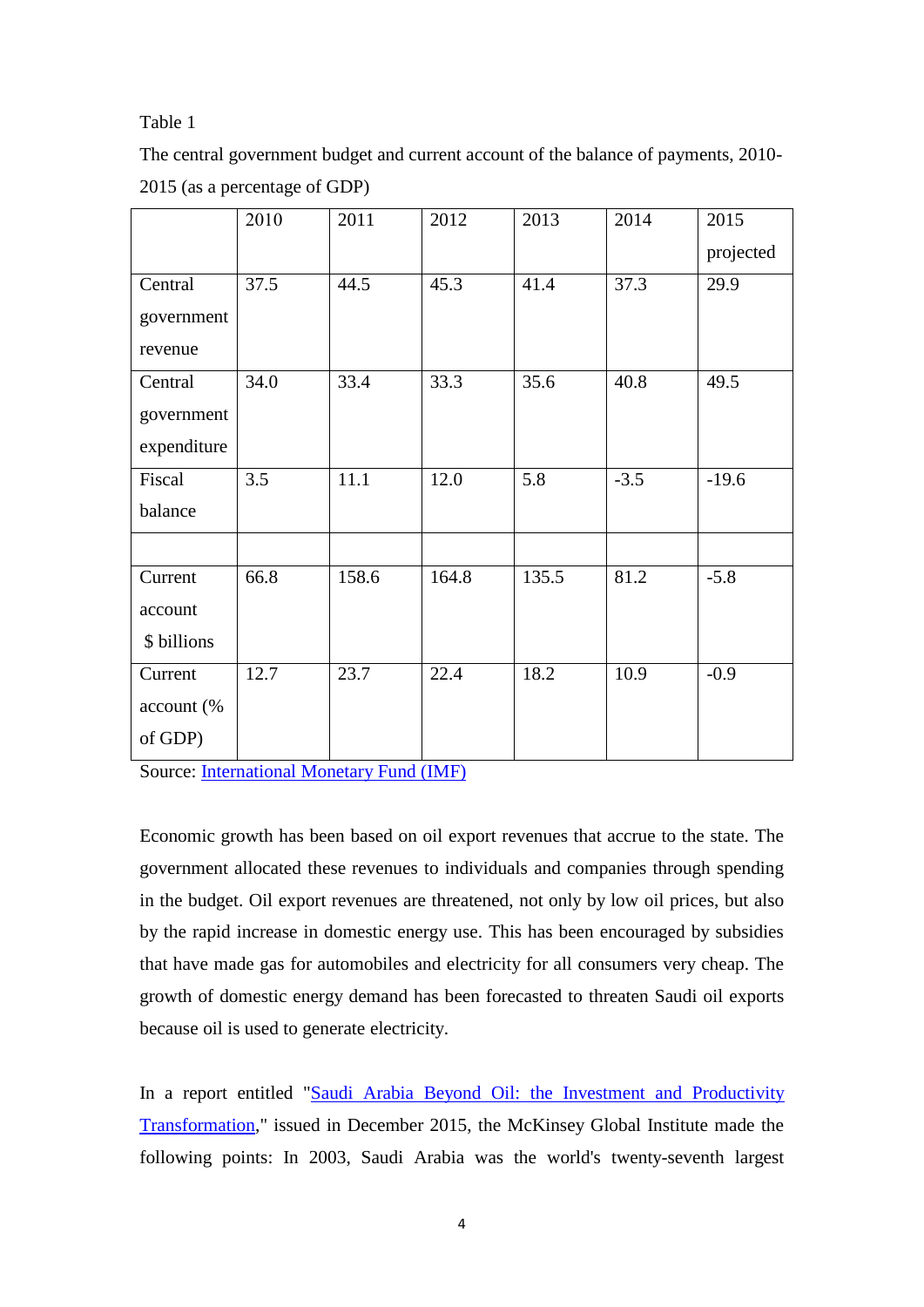Table 1

The central government budget and current account of the balance of payments, 2010-2015 (as a percentage of GDP)

| | 2010 | 2011 | 2012 | 2013 | 2014 | 2015 projected |
|---|---|---|---|---|---|---|
| Central government revenue | 37.5 | 44.5 | 45.3 | 41.4 | 37.3 | 29.9 |
| Central government expenditure | 34.0 | 33.4 | 33.3 | 35.6 | 40.8 | 49.5 |
| Fiscal balance | 3.5 | 11.1 | 12.0 | 5.8 | -3.5 | -19.6 |
| | | | | | | |
| Current account $ billions | 66.8 | 158.6 | 164.8 | 135.5 | 81.2 | -5.8 |
| Current account (% of GDP) | 12.7 | 23.7 | 22.4 | 18.2 | 10.9 | -0.9 |

Source: International Monetary Fund (IMF)

Economic growth has been based on oil export revenues that accrue to the state. The government allocated these revenues to individuals and companies through spending in the budget. Oil export revenues are threatened, not only by low oil prices, but also by the rapid increase in domestic energy use. This has been encouraged by subsidies that have made gas for automobiles and electricity for all consumers very cheap. The growth of domestic energy demand has been forecasted to threaten Saudi oil exports because oil is used to generate electricity.

In a report entitled "Saudi Arabia Beyond Oil: the Investment and Productivity Transformation," issued in December 2015, the McKinsey Global Institute made the following points: In 2003, Saudi Arabia was the world's twenty-seventh largest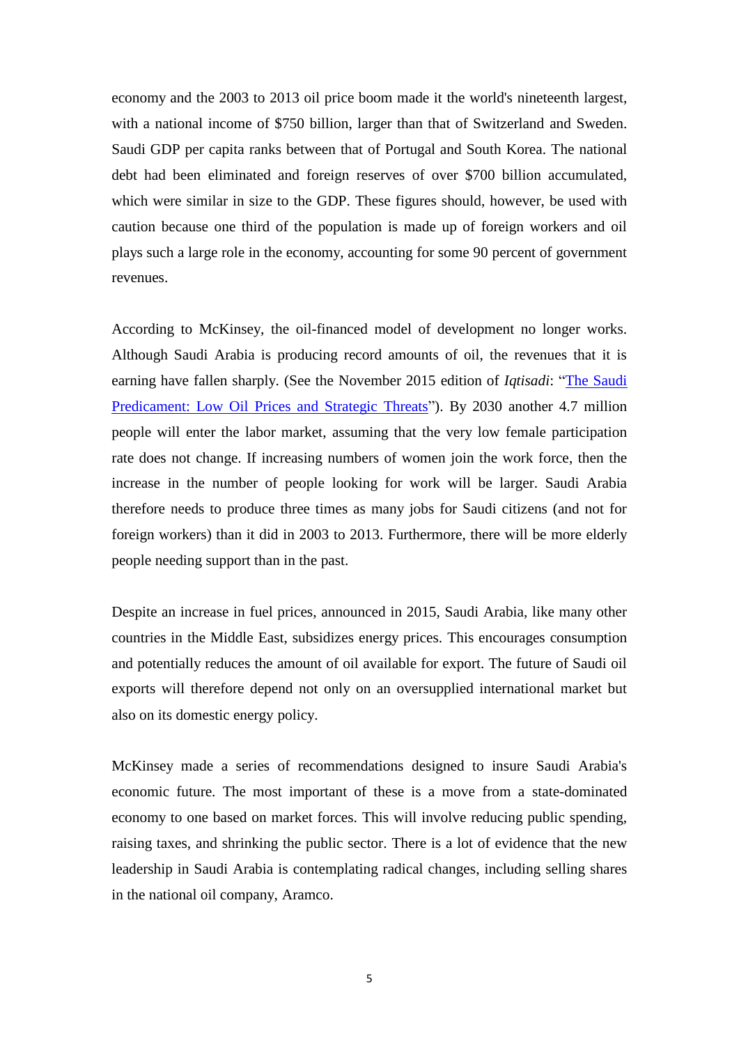economy and the 2003 to 2013 oil price boom made it the world's nineteenth largest, with a national income of $750 billion, larger than that of Switzerland and Sweden. Saudi GDP per capita ranks between that of Portugal and South Korea. The national debt had been eliminated and foreign reserves of over $700 billion accumulated, which were similar in size to the GDP. These figures should, however, be used with caution because one third of the population is made up of foreign workers and oil plays such a large role in the economy, accounting for some 90 percent of government revenues.

According to McKinsey, the oil-financed model of development no longer works. Although Saudi Arabia is producing record amounts of oil, the revenues that it is earning have fallen sharply. (See the November 2015 edition of *Iqtisadi*: "The Saudi Predicament: Low Oil Prices and Strategic Threats"). By 2030 another 4.7 million people will enter the labor market, assuming that the very low female participation rate does not change. If increasing numbers of women join the work force, then the increase in the number of people looking for work will be larger. Saudi Arabia therefore needs to produce three times as many jobs for Saudi citizens (and not for foreign workers) than it did in 2003 to 2013. Furthermore, there will be more elderly people needing support than in the past.

Despite an increase in fuel prices, announced in 2015, Saudi Arabia, like many other countries in the Middle East, subsidizes energy prices. This encourages consumption and potentially reduces the amount of oil available for export. The future of Saudi oil exports will therefore depend not only on an oversupplied international market but also on its domestic energy policy.

McKinsey made a series of recommendations designed to insure Saudi Arabia's economic future. The most important of these is a move from a state-dominated economy to one based on market forces. This will involve reducing public spending, raising taxes, and shrinking the public sector. There is a lot of evidence that the new leadership in Saudi Arabia is contemplating radical changes, including selling shares in the national oil company, Aramco.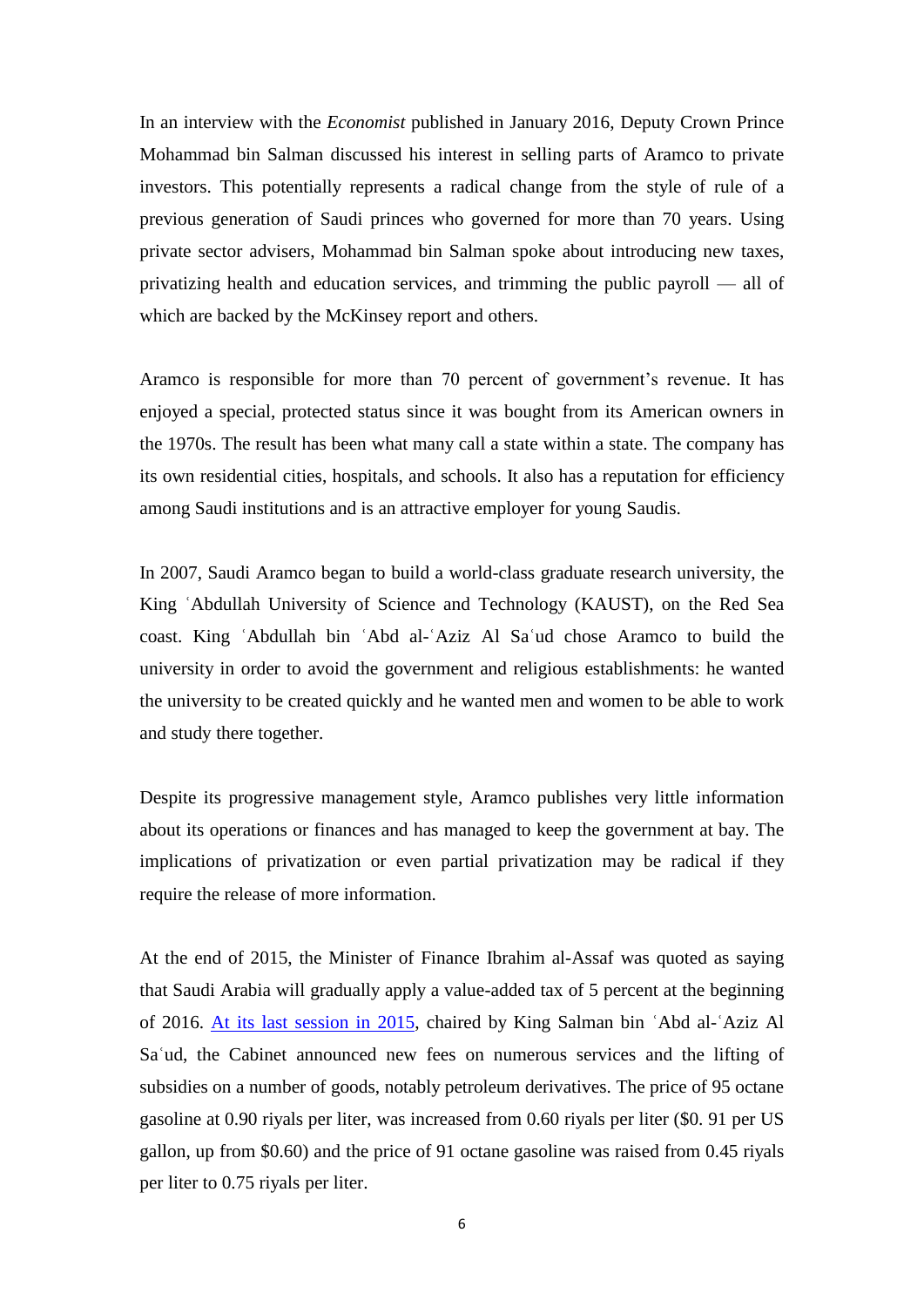In an interview with the *Economist* published in January 2016, Deputy Crown Prince Mohammad bin Salman discussed his interest in selling parts of Aramco to private investors. This potentially represents a radical change from the style of rule of a previous generation of Saudi princes who governed for more than 70 years. Using private sector advisers, Mohammad bin Salman spoke about introducing new taxes, privatizing health and education services, and trimming the public payroll — all of which are backed by the McKinsey report and others.

Aramco is responsible for more than 70 percent of government's revenue. It has enjoyed a special, protected status since it was bought from its American owners in the 1970s. The result has been what many call a state within a state. The company has its own residential cities, hospitals, and schools. It also has a reputation for efficiency among Saudi institutions and is an attractive employer for young Saudis.

In 2007, Saudi Aramco began to build a world-class graduate research university, the King ʿAbdullah University of Science and Technology (KAUST), on the Red Sea coast. King ʿAbdullah bin ʿAbd al-ʿAziz Al Saʿud chose Aramco to build the university in order to avoid the government and religious establishments: he wanted the university to be created quickly and he wanted men and women to be able to work and study there together.

Despite its progressive management style, Aramco publishes very little information about its operations or finances and has managed to keep the government at bay. The implications of privatization or even partial privatization may be radical if they require the release of more information.

At the end of 2015, the Minister of Finance Ibrahim al-Assaf was quoted as saying that Saudi Arabia will gradually apply a value-added tax of 5 percent at the beginning of 2016. [At its last session in 2015](), chaired by King Salman bin ʿAbd al-ʿAziz Al Saʿud, the Cabinet announced new fees on numerous services and the lifting of subsidies on a number of goods, notably petroleum derivatives. The price of 95 octane gasoline at 0.90 riyals per liter, was increased from 0.60 riyals per liter ($0. 91 per US gallon, up from $0.60) and the price of 91 octane gasoline was raised from 0.45 riyals per liter to 0.75 riyals per liter.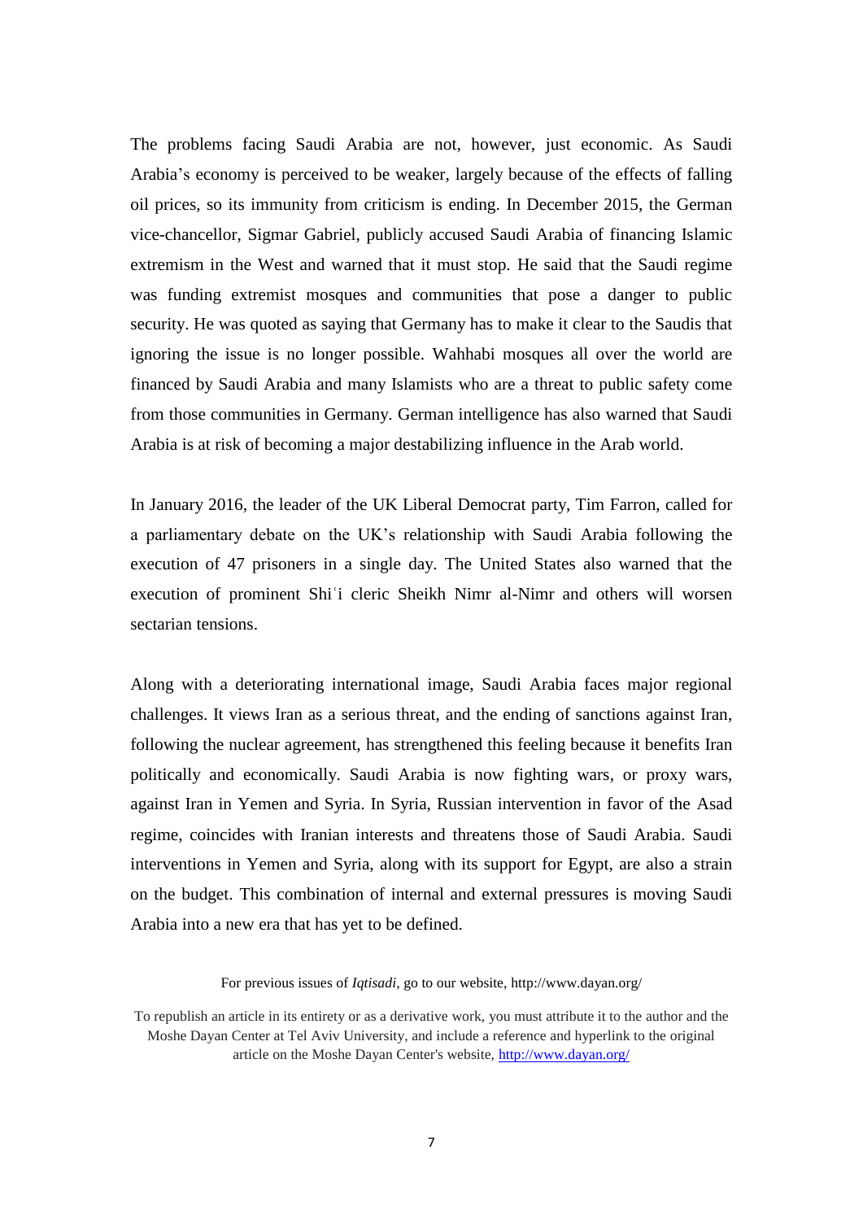The problems facing Saudi Arabia are not, however, just economic. As Saudi Arabia's economy is perceived to be weaker, largely because of the effects of falling oil prices, so its immunity from criticism is ending. In December 2015, the German vice-chancellor, Sigmar Gabriel, publicly accused Saudi Arabia of financing Islamic extremism in the West and warned that it must stop. He said that the Saudi regime was funding extremist mosques and communities that pose a danger to public security. He was quoted as saying that Germany has to make it clear to the Saudis that ignoring the issue is no longer possible. Wahhabi mosques all over the world are financed by Saudi Arabia and many Islamists who are a threat to public safety come from those communities in Germany. German intelligence has also warned that Saudi Arabia is at risk of becoming a major destabilizing influence in the Arab world.

In January 2016, the leader of the UK Liberal Democrat party, Tim Farron, called for a parliamentary debate on the UK's relationship with Saudi Arabia following the execution of 47 prisoners in a single day. The United States also warned that the execution of prominent Shiʿi cleric Sheikh Nimr al-Nimr and others will worsen sectarian tensions.

Along with a deteriorating international image, Saudi Arabia faces major regional challenges. It views Iran as a serious threat, and the ending of sanctions against Iran, following the nuclear agreement, has strengthened this feeling because it benefits Iran politically and economically. Saudi Arabia is now fighting wars, or proxy wars, against Iran in Yemen and Syria. In Syria, Russian intervention in favor of the Asad regime, coincides with Iranian interests and threatens those of Saudi Arabia. Saudi interventions in Yemen and Syria, along with its support for Egypt, are also a strain on the budget. This combination of internal and external pressures is moving Saudi Arabia into a new era that has yet to be defined.

For previous issues of *Iqtisadi*, go to our website, http://www.dayan.org/

To republish an article in its entirety or as a derivative work, you must attribute it to the author and the Moshe Dayan Center at Tel Aviv University, and include a reference and hyperlink to the original article on the Moshe Dayan Center's website, http://www.dayan.org/